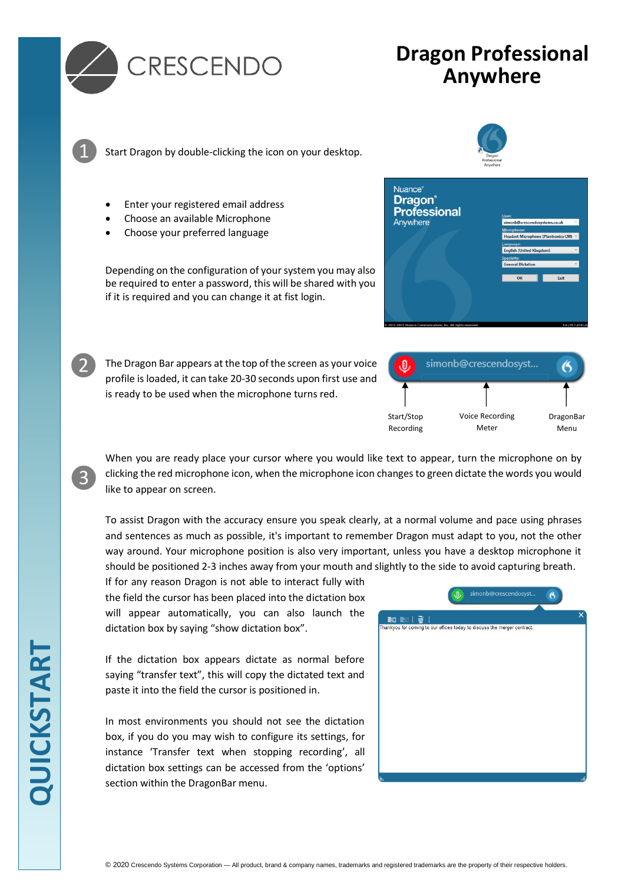CRESCENDO

# Dragon Professional Anywhere

1. Start Dragon by double-clicking the icon on your desktop.

- Enter your registered email address
- Choose an available Microphone
- Choose your preferred language

Depending on the configuration of your system you may also be required to enter a password, this will be shared with you if it is required and you can change it at fist login.

2. The Dragon Bar appears at the top of the screen as your voice profile is loaded, it can take 20-30 seconds upon first use and is ready to be used when the microphone turns red.

Start/Stop Recording — Voice Recording Meter — DragonBar Menu

3. When you are ready place your cursor where you would like text to appear, turn the microphone on by clicking the red microphone icon, when the microphone icon changes to green dictate the words you would like to appear on screen.

To assist Dragon with the accuracy ensure you speak clearly, at a normal volume and pace using phrases and sentences as much as possible, it's important to remember Dragon must adapt to you, not the other way around. Your microphone position is also very important, unless you have a desktop microphone it should be positioned 2-3 inches away from your mouth and slightly to the side to avoid capturing breath.

If for any reason Dragon is not able to interact fully with the field the cursor has been placed into the dictation box will appear automatically, you can also launch the dictation box by saying “show dictation box”.

If the dictation box appears dictate as normal before saying “transfer text”, this will copy the dictated text and paste it into the field the cursor is positioned in.

In most environments you should not see the dictation box, if you do you may wish to configure its settings, for instance ‘Transfer text when stopping recording’, all dictation box settings can be accessed from the ‘options’ section within the DragonBar menu.

QUICKSTART

© 2020 Crescendo Systems Corporation — All product, brand & company names, trademarks and registered trademarks are the property of their respective holders.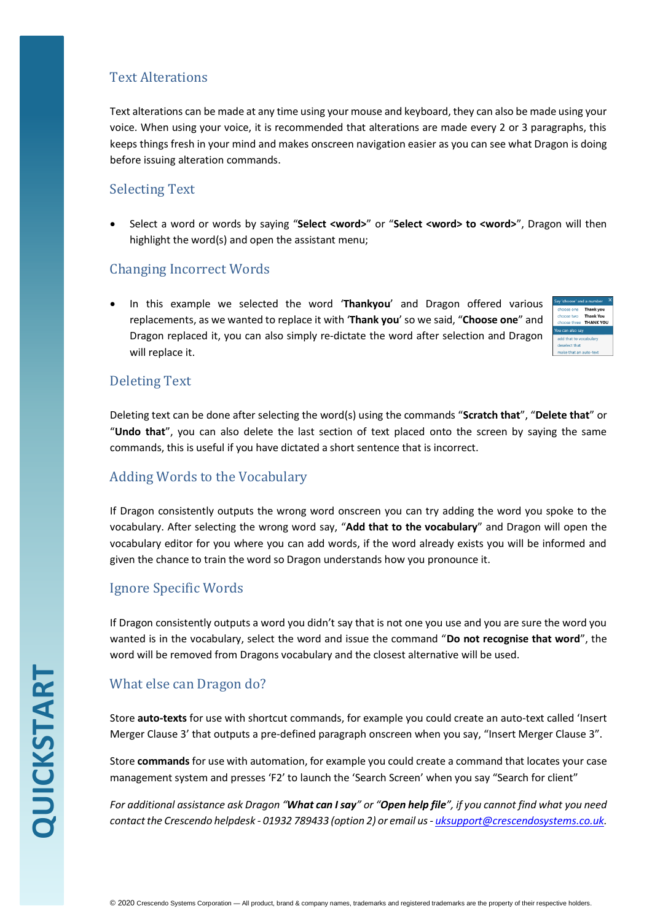## Text Alterations

Text alterations can be made at any time using your mouse and keyboard, they can also be made using your voice. When using your voice, it is recommended that alterations are made every 2 or 3 paragraphs, this keeps things fresh in your mind and makes onscreen navigation easier as you can see what Dragon is doing before issuing alteration commands.

## Selecting Text

- Select a word or words by saying "**Select <word>**" or "**Select <word> to <word>**", Dragon will then highlight the word(s) and open the assistant menu;

## Changing Incorrect Words

- In this example we selected the word '**Thankyou**' and Dragon offered various replacements, as we wanted to replace it with '**Thank you**' so we said, "**Choose one**" and Dragon replaced it, you can also simply re-dictate the word after selection and Dragon will replace it.

## Deleting Text

Deleting text can be done after selecting the word(s) using the commands "**Scratch that**", "**Delete that**" or "**Undo that**", you can also delete the last section of text placed onto the screen by saying the same commands, this is useful if you have dictated a short sentence that is incorrect.

## Adding Words to the Vocabulary

If Dragon consistently outputs the wrong word onscreen you can try adding the word you spoke to the vocabulary. After selecting the wrong word say, "**Add that to the vocabulary**" and Dragon will open the vocabulary editor for you where you can add words, if the word already exists you will be informed and given the chance to train the word so Dragon understands how you pronounce it.

## Ignore Specific Words

If Dragon consistently outputs a word you didn't say that is not one you use and you are sure the word you wanted is in the vocabulary, select the word and issue the command "**Do not recognise that word**", the word will be removed from Dragons vocabulary and the closest alternative will be used.

## What else can Dragon do?

Store **auto-texts** for use with shortcut commands, for example you could create an auto-text called 'Insert Merger Clause 3' that outputs a pre-defined paragraph onscreen when you say, "Insert Merger Clause 3".

Store **commands** for use with automation, for example you could create a command that locates your case management system and presses 'F2' to launch the 'Search Screen' when you say "Search for client"

*For additional assistance ask Dragon "**What can I say**" or "**Open help file**", if you cannot find what you need contact the Crescendo helpdesk - 01932 789433 (option 2) or email us - uksupport@crescendosystems.co.uk.*

© 2020 Crescendo Systems Corporation — All product, brand & company names, trademarks and registered trademarks are the property of their respective holders.